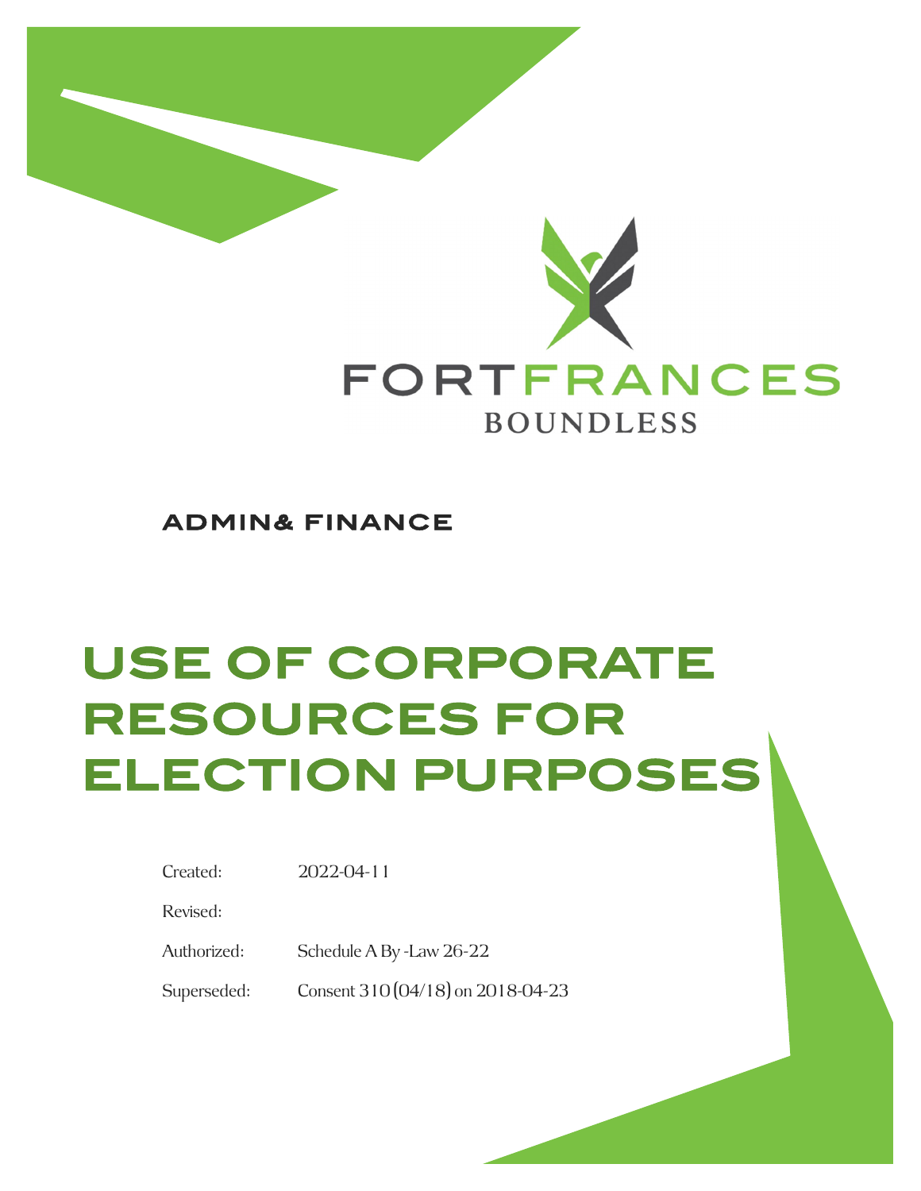FORTFRANCES

BOUNDLESS

ADMIN& FINANCE

# USE OF CORPORATE RESOURCES FOR ELECTION PURPOSES

| | |
|---|---|
| Created: | 2022-04-11 |
| Revised: | |
| Authorized: | Schedule A By -Law 26-22 |
| Superseded: | Consent 310 (04/18) on 2018-04-23 |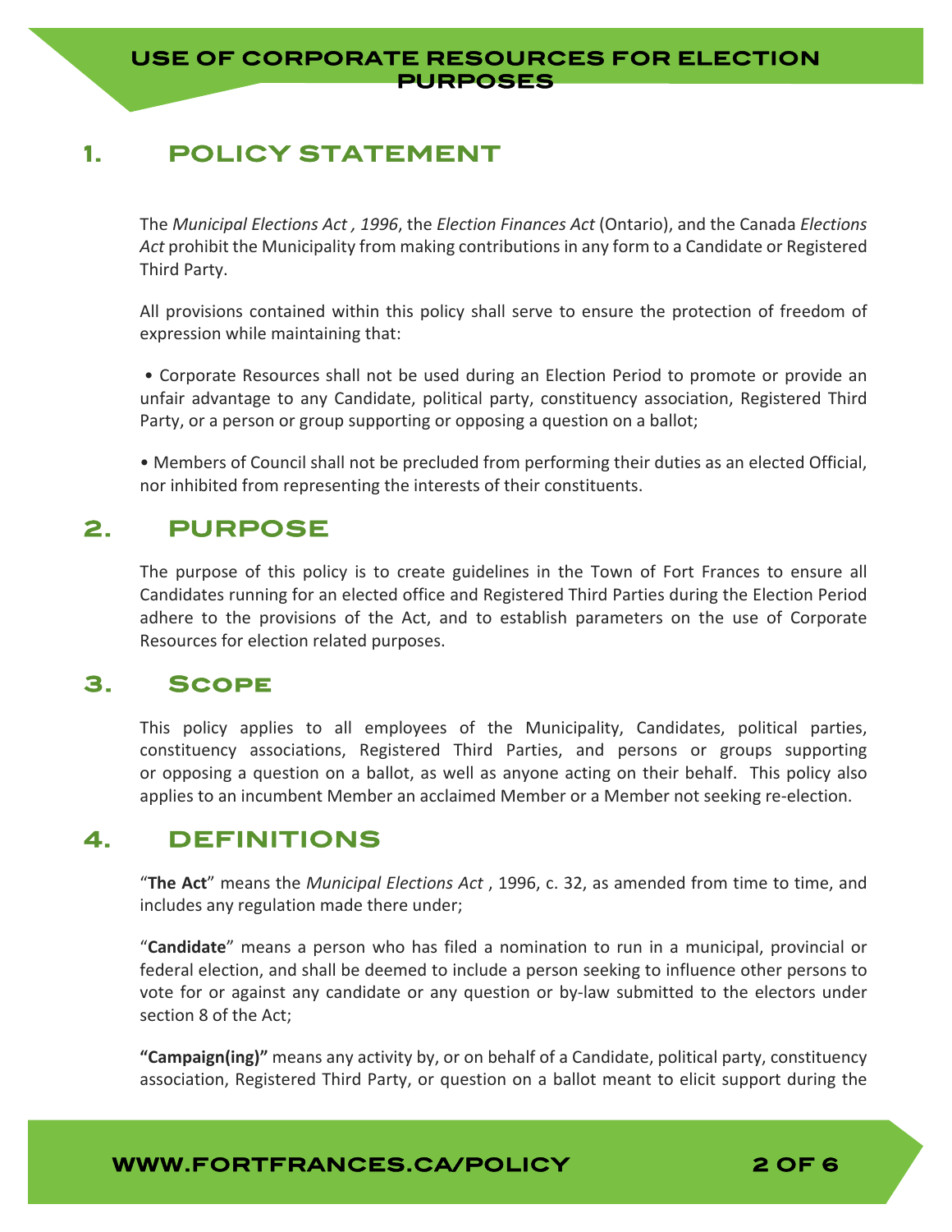## 1. POLICY STATEMENT

The *Municipal Elections Act , 1996*, the *Election Finances Act* (Ontario), and the Canada *Elections Act* prohibit the Municipality from making contributions in any form to a Candidate or Registered Third Party.

All provisions contained within this policy shall serve to ensure the protection of freedom of expression while maintaining that:

- Corporate Resources shall not be used during an Election Period to promote or provide an unfair advantage to any Candidate, political party, constituency association, Registered Third Party, or a person or group supporting or opposing a question on a ballot;

- Members of Council shall not be precluded from performing their duties as an elected Official, nor inhibited from representing the interests of their constituents.

## 2. PURPOSE

The purpose of this policy is to create guidelines in the Town of Fort Frances to ensure all Candidates running for an elected office and Registered Third Parties during the Election Period adhere to the provisions of the Act, and to establish parameters on the use of Corporate Resources for election related purposes.

## 3. Scope

This policy applies to all employees of the Municipality, Candidates, political parties, constituency associations, Registered Third Parties, and persons or groups supporting or opposing a question on a ballot, as well as anyone acting on their behalf. This policy also applies to an incumbent Member an acclaimed Member or a Member not seeking re-election.

## 4. DEFINITIONS

"**The Act**" means the *Municipal Elections Act* , 1996, c. 32, as amended from time to time, and includes any regulation made there under;

"**Candidate**" means a person who has filed a nomination to run in a municipal, provincial or federal election, and shall be deemed to include a person seeking to influence other persons to vote for or against any candidate or any question or by-law submitted to the electors under section 8 of the Act;

**"Campaign(ing)"** means any activity by, or on behalf of a Candidate, political party, constituency association, Registered Third Party, or question on a ballot meant to elicit support during the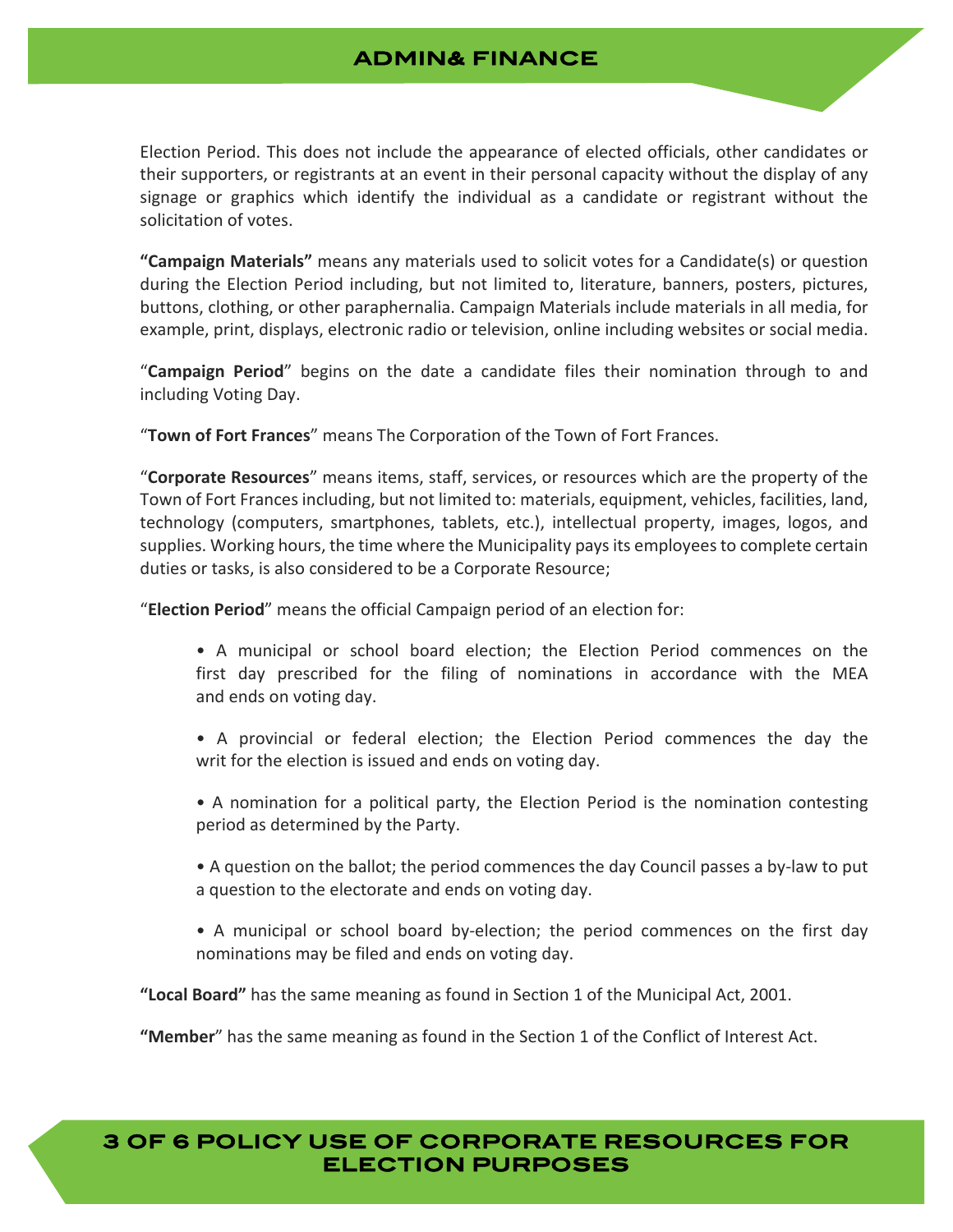Election Period. This does not include the appearance of elected officials, other candidates or their supporters, or registrants at an event in their personal capacity without the display of any signage or graphics which identify the individual as a candidate or registrant without the solicitation of votes.

**"Campaign Materials"** means any materials used to solicit votes for a Candidate(s) or question during the Election Period including, but not limited to, literature, banners, posters, pictures, buttons, clothing, or other paraphernalia. Campaign Materials include materials in all media, for example, print, displays, electronic radio or television, online including websites or social media.

"**Campaign Period**" begins on the date a candidate files their nomination through to and including Voting Day.

"**Town of Fort Frances**" means The Corporation of the Town of Fort Frances.

"**Corporate Resources**" means items, staff, services, or resources which are the property of the Town of Fort Frances including, but not limited to: materials, equipment, vehicles, facilities, land, technology (computers, smartphones, tablets, etc.), intellectual property, images, logos, and supplies. Working hours, the time where the Municipality pays its employees to complete certain duties or tasks, is also considered to be a Corporate Resource;

"**Election Period**" means the official Campaign period of an election for:

- A municipal or school board election; the Election Period commences on the first day prescribed for the filing of nominations in accordance with the MEA and ends on voting day.
- A provincial or federal election; the Election Period commences the day the writ for the election is issued and ends on voting day.
- A nomination for a political party, the Election Period is the nomination contesting period as determined by the Party.
- A question on the ballot; the period commences the day Council passes a by-law to put a question to the electorate and ends on voting day.
- A municipal or school board by-election; the period commences on the first day nominations may be filed and ends on voting day.

**"Local Board"** has the same meaning as found in Section 1 of the Municipal Act, 2001.

**"Member**" has the same meaning as found in the Section 1 of the Conflict of Interest Act.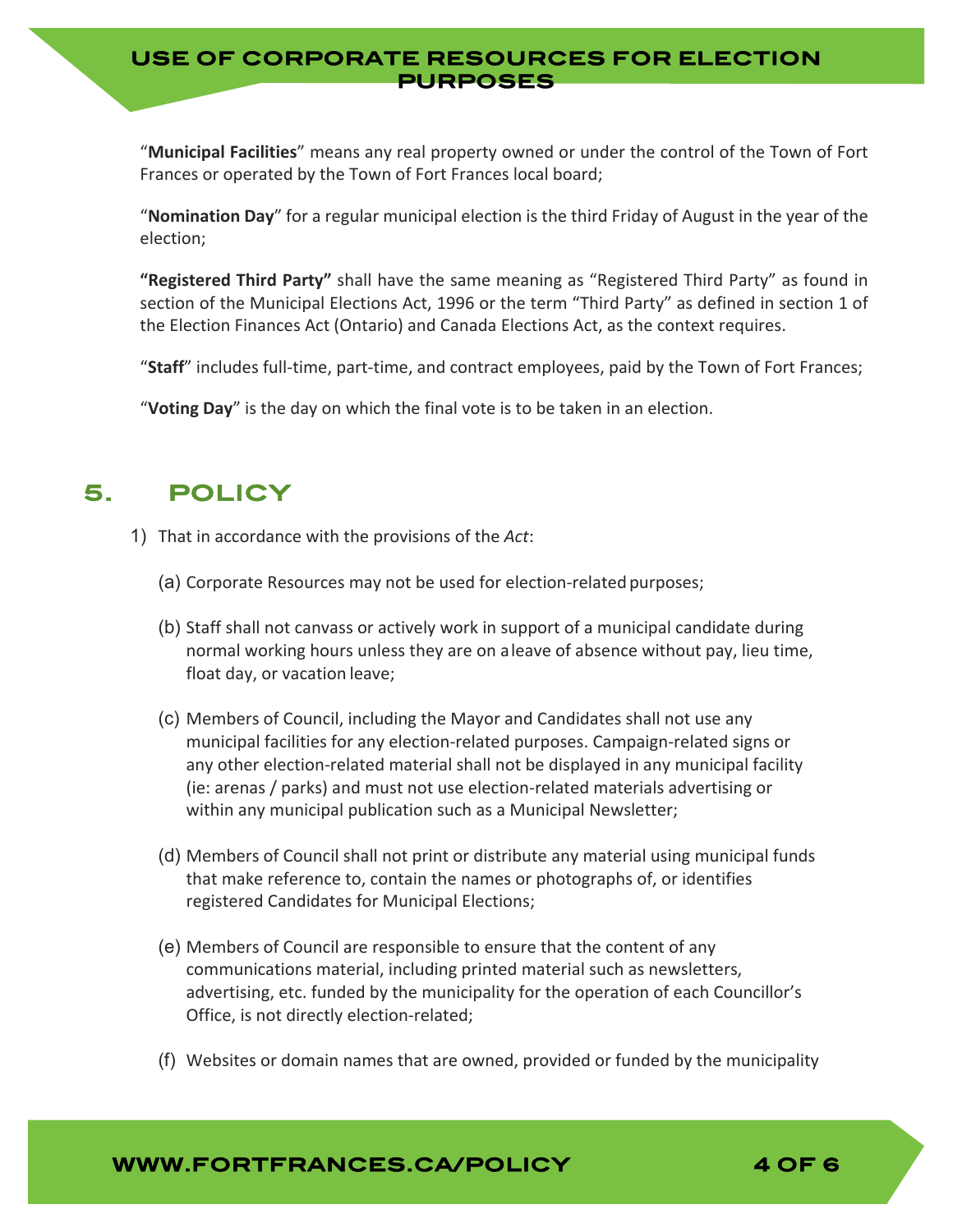"**Municipal Facilities**" means any real property owned or under the control of the Town of Fort Frances or operated by the Town of Fort Frances local board;

"**Nomination Day**" for a regular municipal election is the third Friday of August in the year of the election;

**"Registered Third Party"** shall have the same meaning as "Registered Third Party" as found in section of the Municipal Elections Act, 1996 or the term "Third Party" as defined in section 1 of the Election Finances Act (Ontario) and Canada Elections Act, as the context requires.

"**Staff**" includes full-time, part-time, and contract employees, paid by the Town of Fort Frances;

"**Voting Day**" is the day on which the final vote is to be taken in an election.

## 5. POLICY

1) That in accordance with the provisions of the *Act*:

   (a) Corporate Resources may not be used for election-related purposes;

   (b) Staff shall not canvass or actively work in support of a municipal candidate during normal working hours unless they are on a leave of absence without pay, lieu time, float day, or vacation leave;

   (c) Members of Council, including the Mayor and Candidates shall not use any municipal facilities for any election-related purposes. Campaign-related signs or any other election-related material shall not be displayed in any municipal facility (ie: arenas / parks) and must not use election-related materials advertising or within any municipal publication such as a Municipal Newsletter;

   (d) Members of Council shall not print or distribute any material using municipal funds that make reference to, contain the names or photographs of, or identifies registered Candidates for Municipal Elections;

   (e) Members of Council are responsible to ensure that the content of any communications material, including printed material such as newsletters, advertising, etc. funded by the municipality for the operation of each Councillor's Office, is not directly election-related;

   (f) Websites or domain names that are owned, provided or funded by the municipality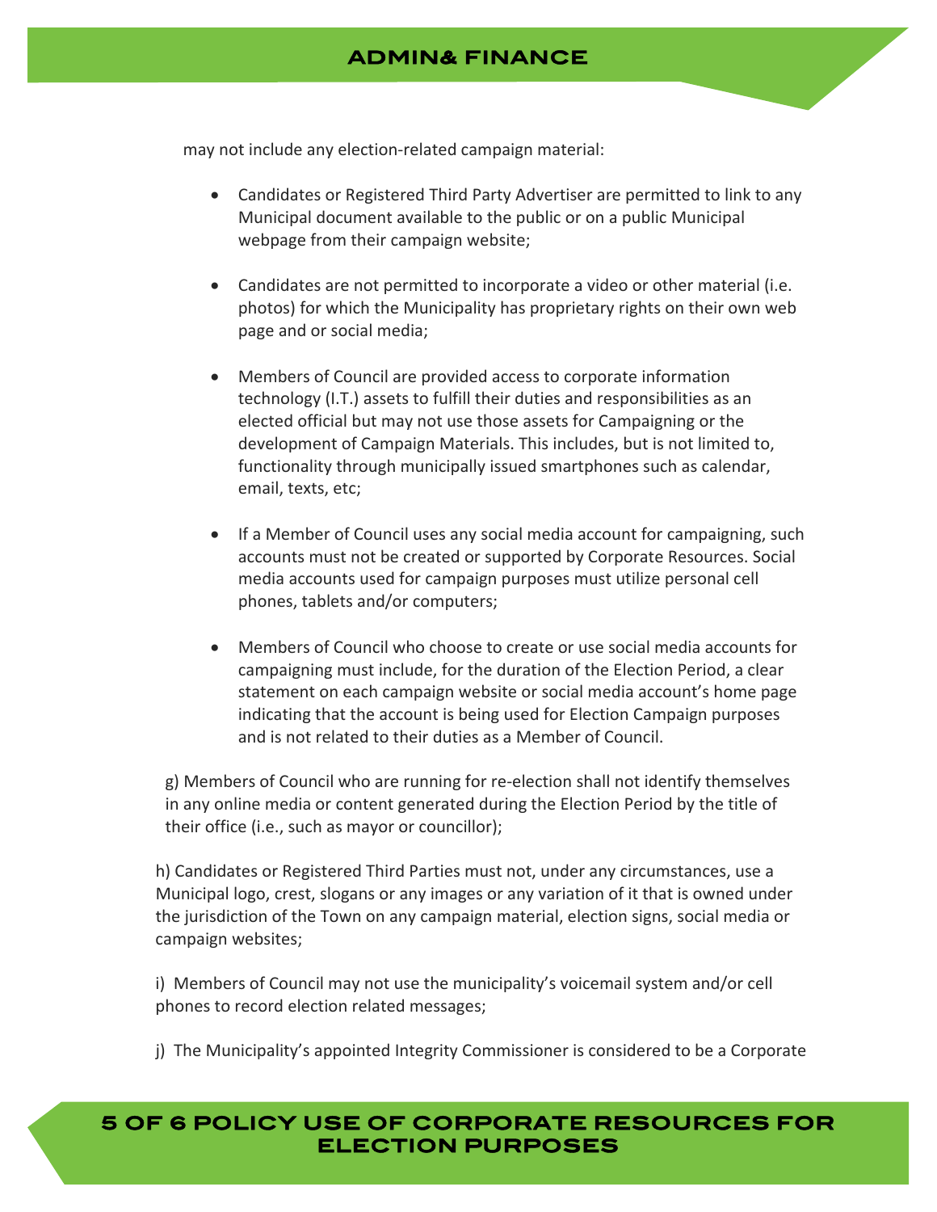may not include any election-related campaign material:

- Candidates or Registered Third Party Advertiser are permitted to link to any Municipal document available to the public or on a public Municipal webpage from their campaign website;

- Candidates are not permitted to incorporate a video or other material (i.e. photos) for which the Municipality has proprietary rights on their own web page and or social media;

- Members of Council are provided access to corporate information technology (I.T.) assets to fulfill their duties and responsibilities as an elected official but may not use those assets for Campaigning or the development of Campaign Materials. This includes, but is not limited to, functionality through municipally issued smartphones such as calendar, email, texts, etc;

- If a Member of Council uses any social media account for campaigning, such accounts must not be created or supported by Corporate Resources. Social media accounts used for campaign purposes must utilize personal cell phones, tablets and/or computers;

- Members of Council who choose to create or use social media accounts for campaigning must include, for the duration of the Election Period, a clear statement on each campaign website or social media account's home page indicating that the account is being used for Election Campaign purposes and is not related to their duties as a Member of Council.

g) Members of Council who are running for re-election shall not identify themselves in any online media or content generated during the Election Period by the title of their office (i.e., such as mayor or councillor);

h) Candidates or Registered Third Parties must not, under any circumstances, use a Municipal logo, crest, slogans or any images or any variation of it that is owned under the jurisdiction of the Town on any campaign material, election signs, social media or campaign websites;

i) Members of Council may not use the municipality's voicemail system and/or cell phones to record election related messages;

j) The Municipality's appointed Integrity Commissioner is considered to be a Corporate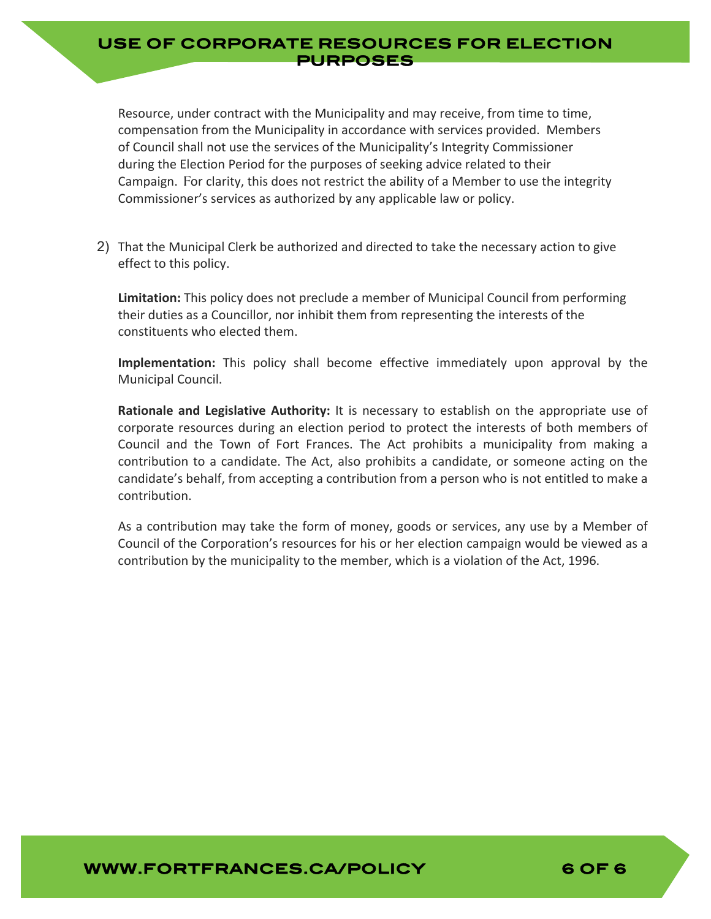Resource, under contract with the Municipality and may receive, from time to time, compensation from the Municipality in accordance with services provided. Members of Council shall not use the services of the Municipality's Integrity Commissioner during the Election Period for the purposes of seeking advice related to their Campaign. For clarity, this does not restrict the ability of a Member to use the integrity Commissioner's services as authorized by any applicable law or policy.

2) That the Municipal Clerk be authorized and directed to take the necessary action to give effect to this policy.

**Limitation:** This policy does not preclude a member of Municipal Council from performing their duties as a Councillor, nor inhibit them from representing the interests of the constituents who elected them.

**Implementation:** This policy shall become effective immediately upon approval by the Municipal Council.

**Rationale and Legislative Authority:** It is necessary to establish on the appropriate use of corporate resources during an election period to protect the interests of both members of Council and the Town of Fort Frances. The Act prohibits a municipality from making a contribution to a candidate. The Act, also prohibits a candidate, or someone acting on the candidate's behalf, from accepting a contribution from a person who is not entitled to make a contribution.

As a contribution may take the form of money, goods or services, any use by a Member of Council of the Corporation's resources for his or her election campaign would be viewed as a contribution by the municipality to the member, which is a violation of the Act, 1996.